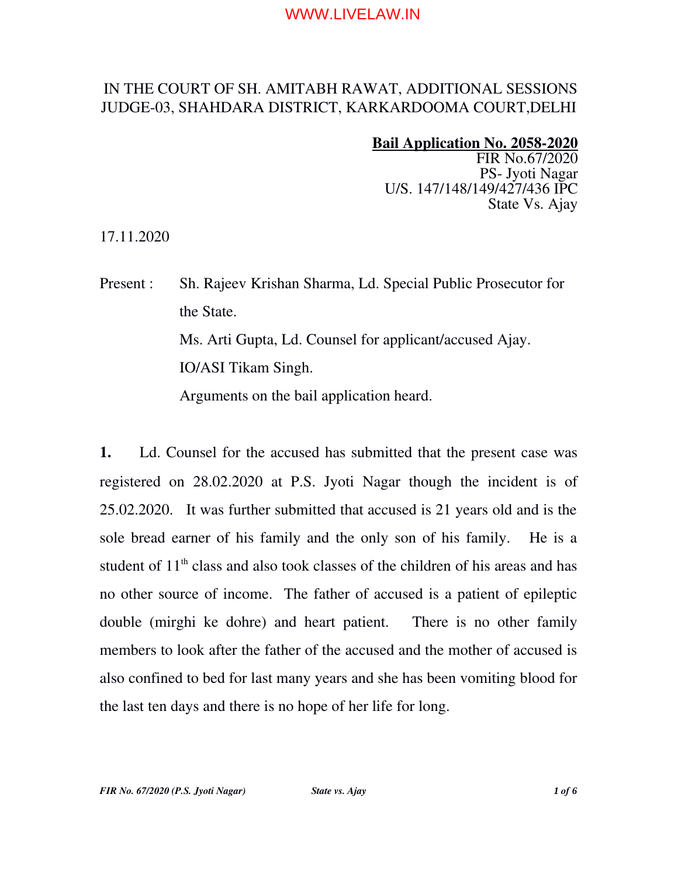IN THE COURT OF SH. AMITABH RAWAT, ADDITIONAL SESSIONS JUDGE-03, SHAHDARA DISTRICT, KARKARDOOMA COURT,DELHI

**Bail Application No. 2058-2020**
FIR No.67/2020
PS- Jyoti Nagar
U/S. 147/148/149/427/436 IPC
State Vs. Ajay

17.11.2020

Present : Sh. Rajeev Krishan Sharma, Ld. Special Public Prosecutor for the State.
Ms. Arti Gupta, Ld. Counsel for applicant/accused Ajay.
IO/ASI Tikam Singh.
Arguments on the bail application heard.

**1.** Ld. Counsel for the accused has submitted that the present case was registered on 28.02.2020 at P.S. Jyoti Nagar though the incident is of 25.02.2020. It was further submitted that accused is 21 years old and is the sole bread earner of his family and the only son of his family. He is a student of 11th class and also took classes of the children of his areas and has no other source of income. The father of accused is a patient of epileptic double (mirghi ke dohre) and heart patient. There is no other family members to look after the father of the accused and the mother of accused is also confined to bed for last many years and she has been vomiting blood for the last ten days and there is no hope of her life for long.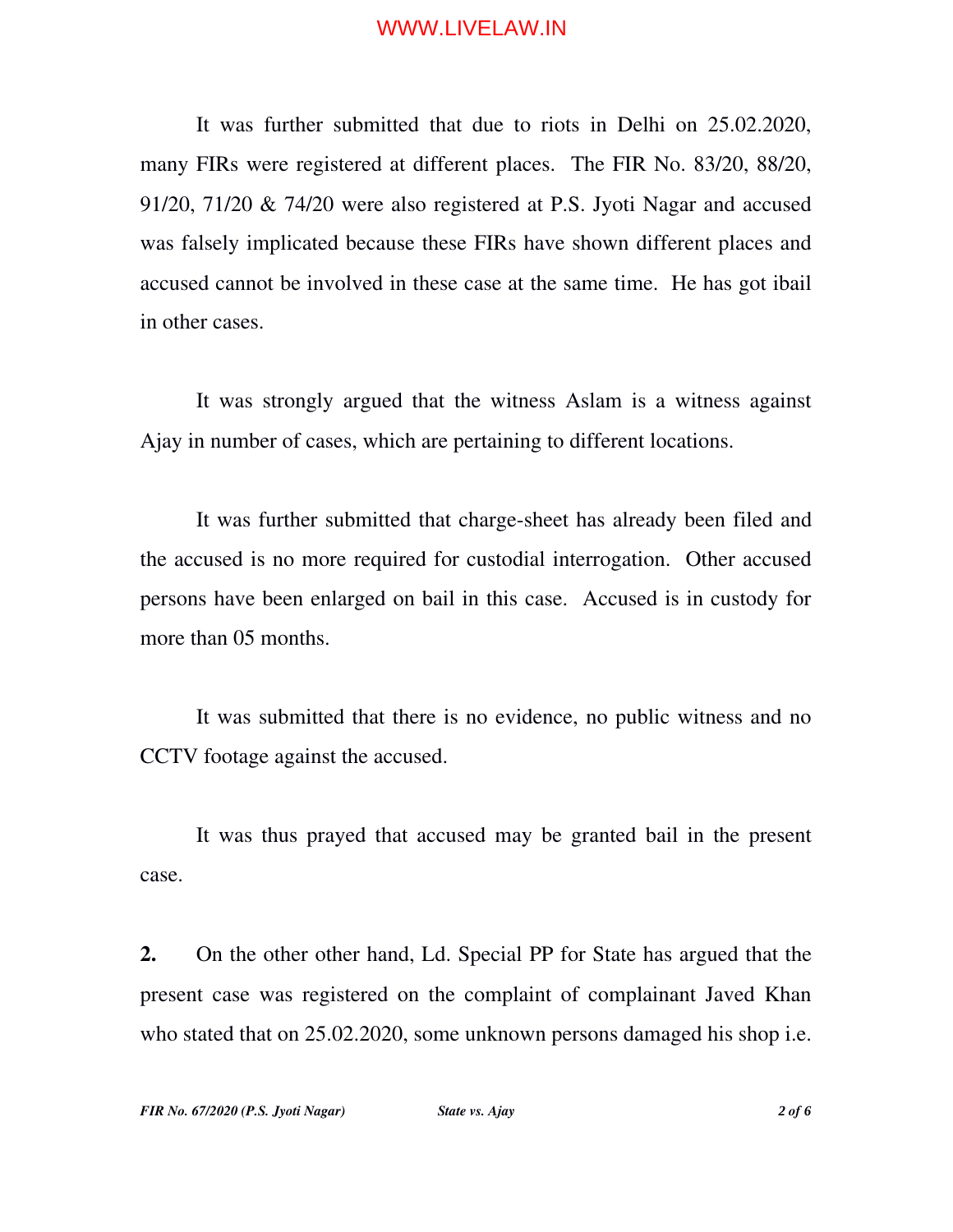It was further submitted that due to riots in Delhi on 25.02.2020, many FIRs were registered at different places. The FIR No. 83/20, 88/20, 91/20, 71/20 & 74/20 were also registered at P.S. Jyoti Nagar and accused was falsely implicated because these FIRs have shown different places and accused cannot be involved in these case at the same time. He has got ibail in other cases.

It was strongly argued that the witness Aslam is a witness against Ajay in number of cases, which are pertaining to different locations.

It was further submitted that charge-sheet has already been filed and the accused is no more required for custodial interrogation. Other accused persons have been enlarged on bail in this case. Accused is in custody for more than 05 months.

It was submitted that there is no evidence, no public witness and no CCTV footage against the accused.

It was thus prayed that accused may be granted bail in the present case.

**2.** On the other other hand, Ld. Special PP for State has argued that the present case was registered on the complaint of complainant Javed Khan who stated that on 25.02.2020, some unknown persons damaged his shop i.e.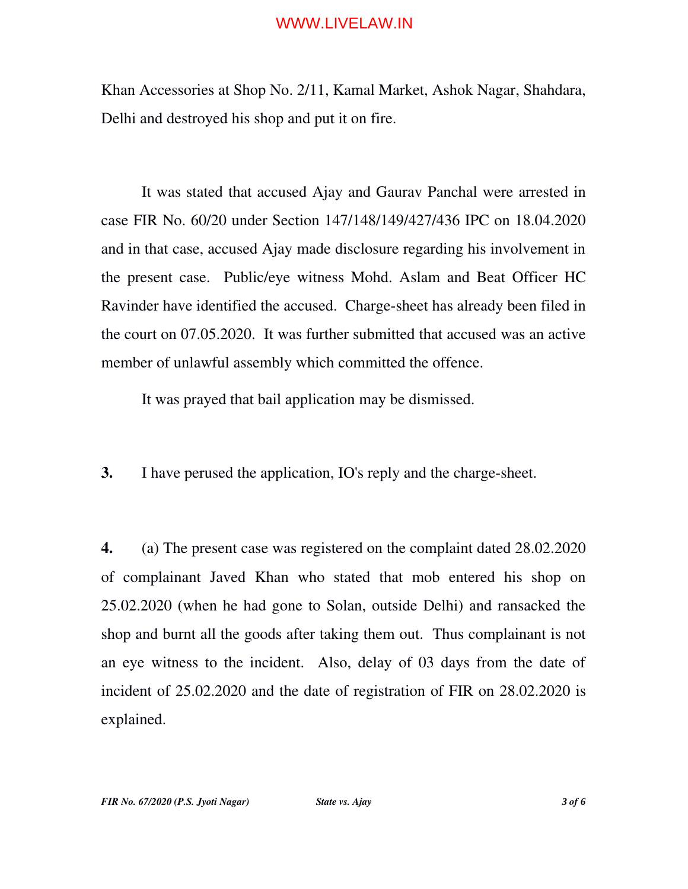Khan Accessories at Shop No. 2/11, Kamal Market, Ashok Nagar, Shahdara, Delhi and destroyed his shop and put it on fire.

It was stated that accused Ajay and Gaurav Panchal were arrested in case FIR No. 60/20 under Section 147/148/149/427/436 IPC on 18.04.2020 and in that case, accused Ajay made disclosure regarding his involvement in the present case. Public/eye witness Mohd. Aslam and Beat Officer HC Ravinder have identified the accused. Charge-sheet has already been filed in the court on 07.05.2020. It was further submitted that accused was an active member of unlawful assembly which committed the offence.

It was prayed that bail application may be dismissed.

**3.** I have perused the application, IO's reply and the charge-sheet.

**4.** (a) The present case was registered on the complaint dated 28.02.2020 of complainant Javed Khan who stated that mob entered his shop on 25.02.2020 (when he had gone to Solan, outside Delhi) and ransacked the shop and burnt all the goods after taking them out. Thus complainant is not an eye witness to the incident. Also, delay of 03 days from the date of incident of 25.02.2020 and the date of registration of FIR on 28.02.2020 is explained.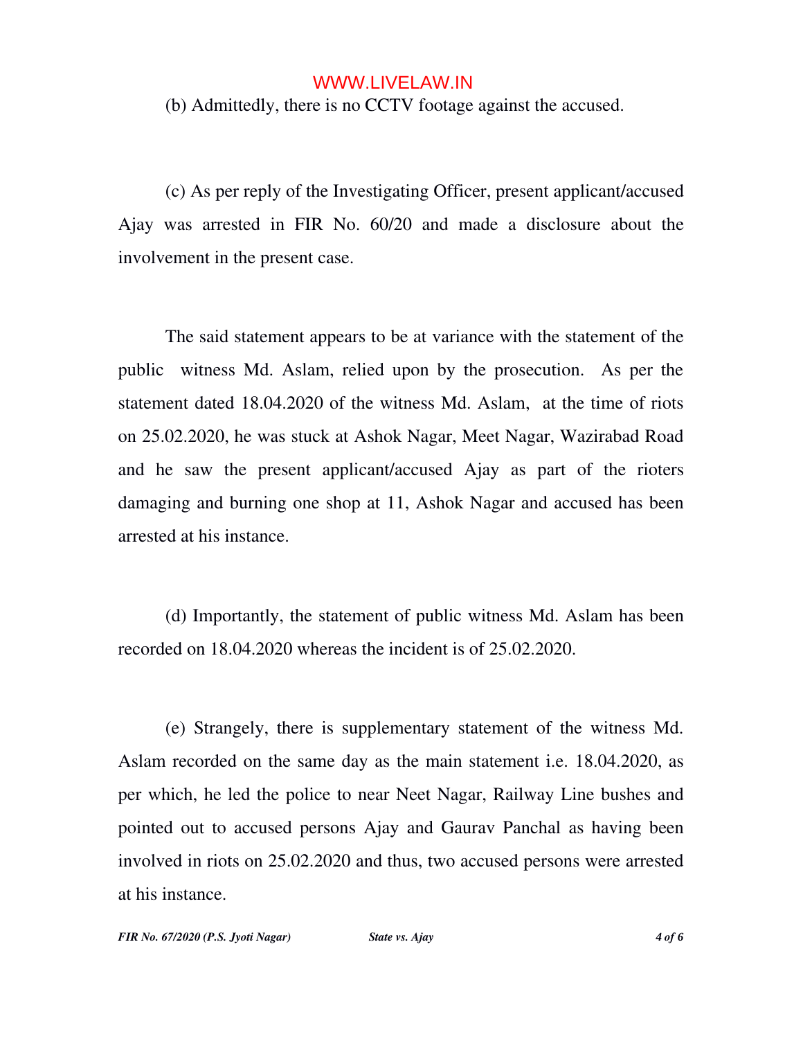(b) Admittedly, there is no CCTV footage against the accused.

(c) As per reply of the Investigating Officer, present applicant/accused Ajay was arrested in FIR No. 60/20 and made a disclosure about the involvement in the present case.

The said statement appears to be at variance with the statement of the public witness Md. Aslam, relied upon by the prosecution. As per the statement dated 18.04.2020 of the witness Md. Aslam, at the time of riots on 25.02.2020, he was stuck at Ashok Nagar, Meet Nagar, Wazirabad Road and he saw the present applicant/accused Ajay as part of the rioters damaging and burning one shop at 11, Ashok Nagar and accused has been arrested at his instance.

(d) Importantly, the statement of public witness Md. Aslam has been recorded on 18.04.2020 whereas the incident is of 25.02.2020.

(e) Strangely, there is supplementary statement of the witness Md. Aslam recorded on the same day as the main statement i.e. 18.04.2020, as per which, he led the police to near Neet Nagar, Railway Line bushes and pointed out to accused persons Ajay and Gaurav Panchal as having been involved in riots on 25.02.2020 and thus, two accused persons were arrested at his instance.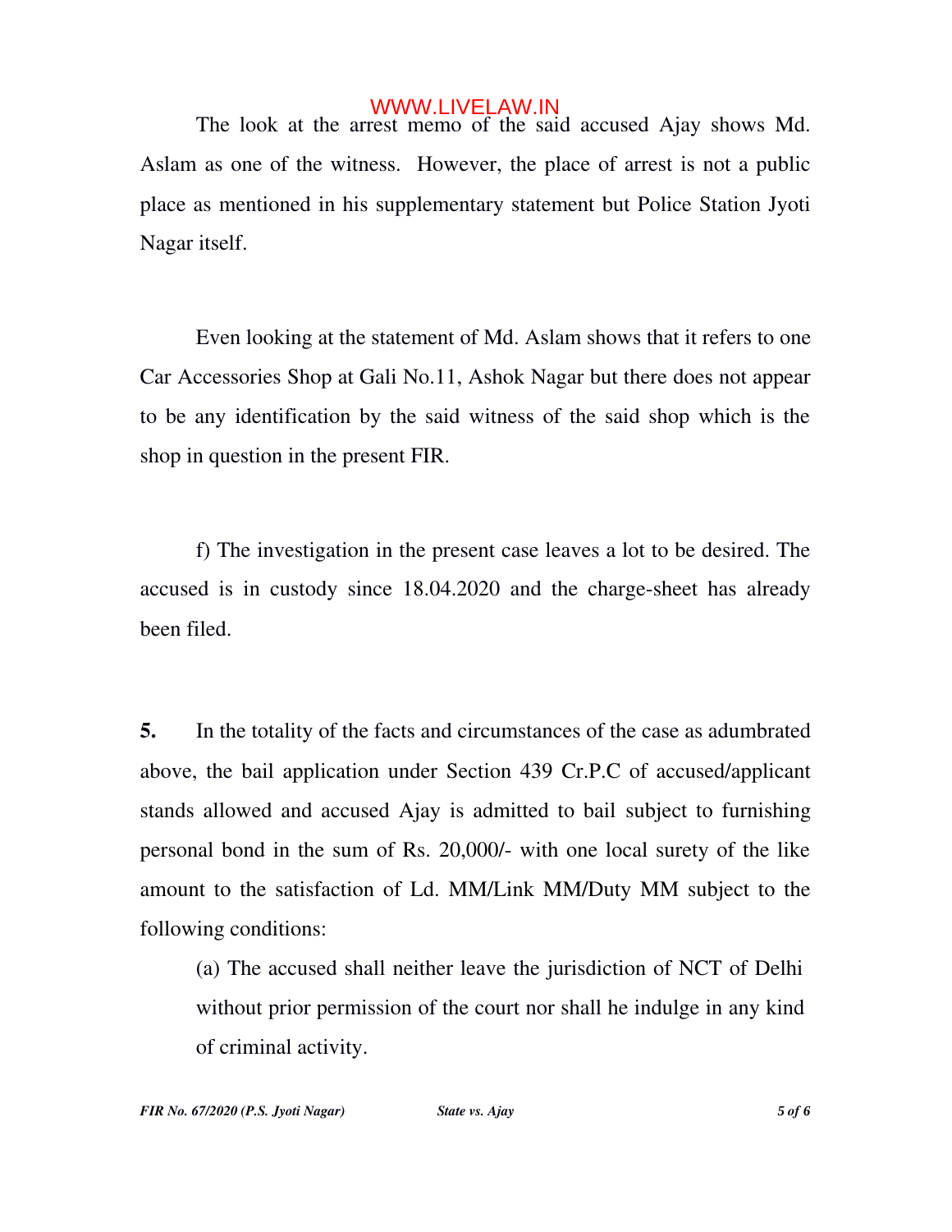The look at the arrest memo of the said accused Ajay shows Md. Aslam as one of the witness. However, the place of arrest is not a public place as mentioned in his supplementary statement but Police Station Jyoti Nagar itself.

Even looking at the statement of Md. Aslam shows that it refers to one Car Accessories Shop at Gali No.11, Ashok Nagar but there does not appear to be any identification by the said witness of the said shop which is the shop in question in the present FIR.

f) The investigation in the present case leaves a lot to be desired. The accused is in custody since 18.04.2020 and the charge-sheet has already been filed.

**5.** In the totality of the facts and circumstances of the case as adumbrated above, the bail application under Section 439 Cr.P.C of accused/applicant stands allowed and accused Ajay is admitted to bail subject to furnishing personal bond in the sum of Rs. 20,000/- with one local surety of the like amount to the satisfaction of Ld. MM/Link MM/Duty MM subject to the following conditions:

(a) The accused shall neither leave the jurisdiction of NCT of Delhi without prior permission of the court nor shall he indulge in any kind of criminal activity.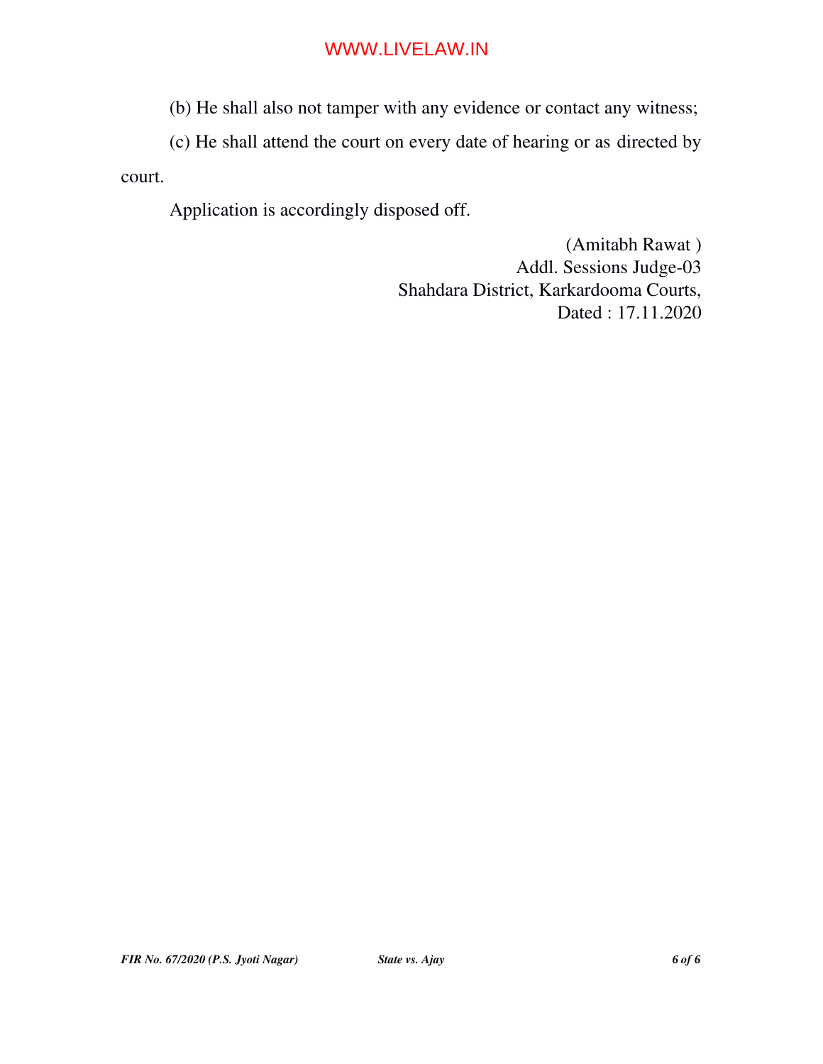(b) He shall also not tamper with any evidence or contact any witness;

(c) He shall attend the court on every date of hearing or as directed by court.

Application is accordingly disposed off.

(Amitabh Rawat )
Addl. Sessions Judge-03
Shahdara District, Karkardooma Courts,
Dated : 17.11.2020